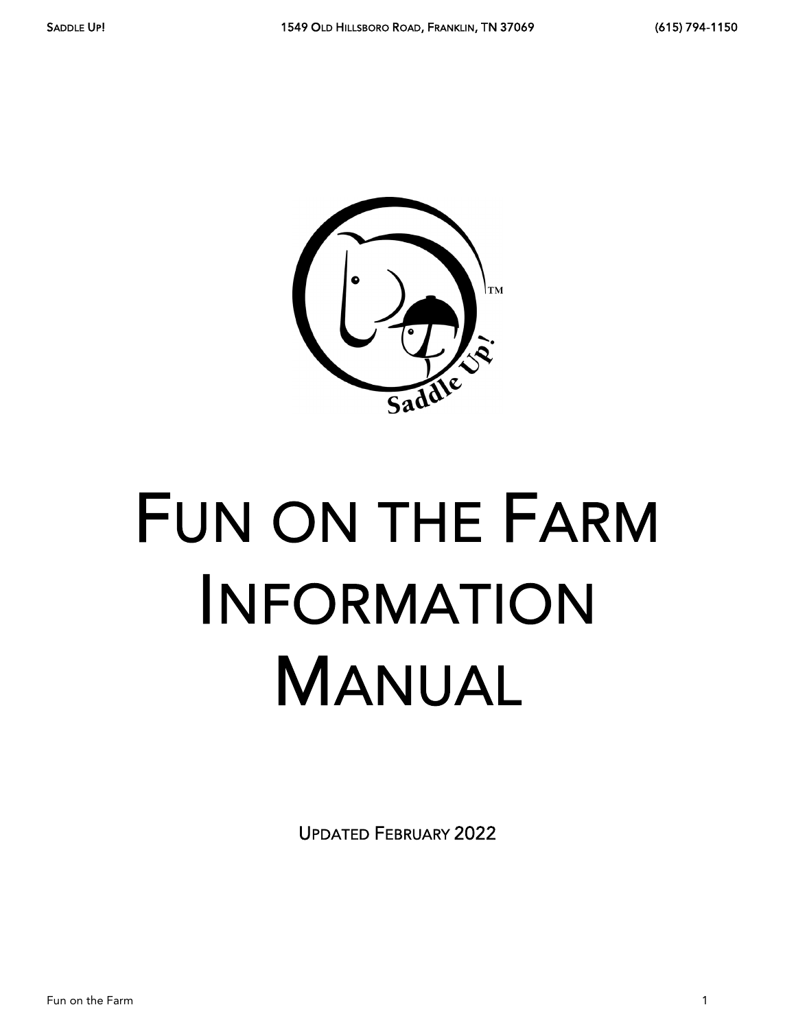# Fun on the Farm Information Manual

Updated February 2022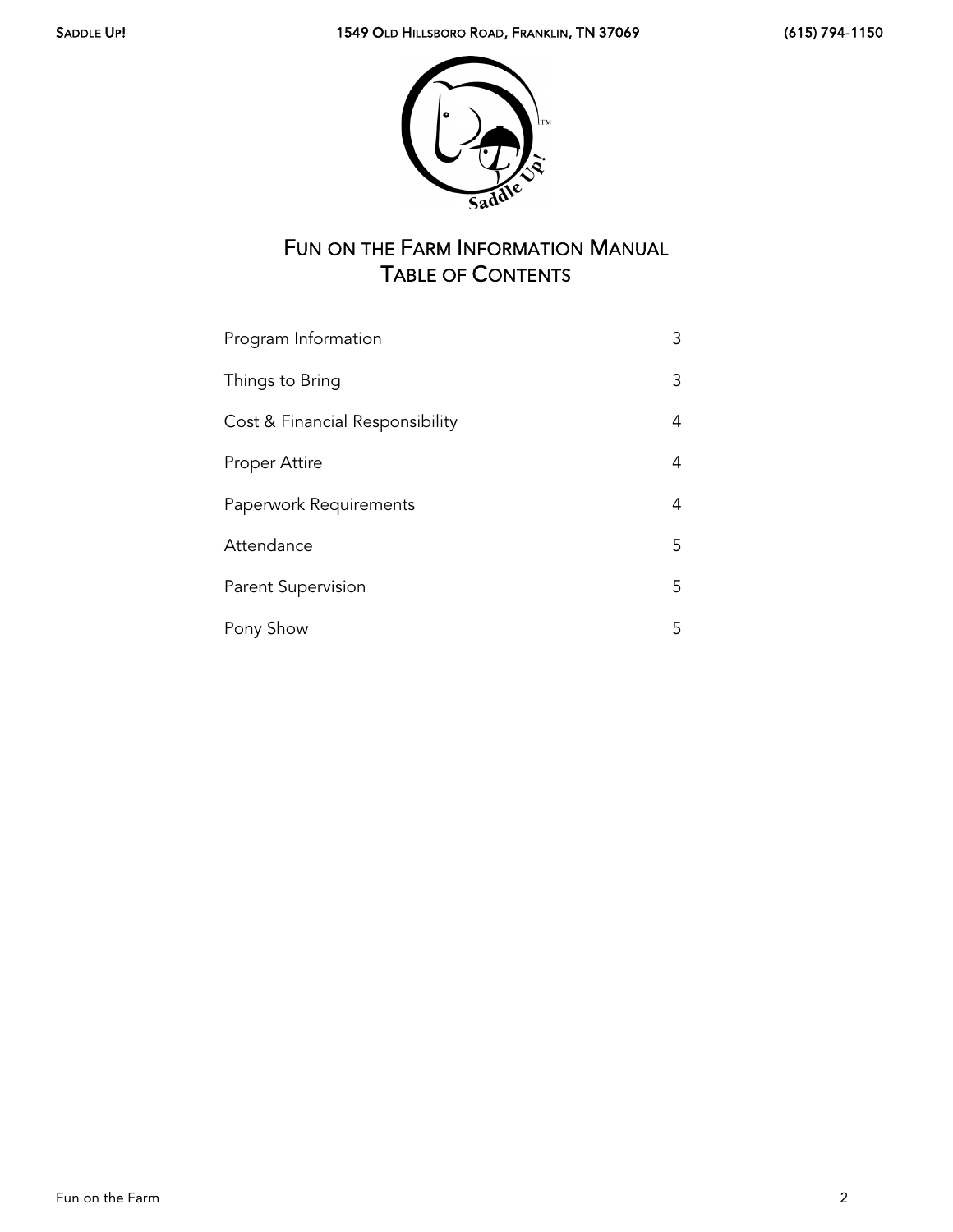# Fun on the Farm Information Manual
## Table of Contents

| | |
|---|---|
| Program Information | 3 |
| Things to Bring | 3 |
| Cost & Financial Responsibility | 4 |
| Proper Attire | 4 |
| Paperwork Requirements | 4 |
| Attendance | 5 |
| Parent Supervision | 5 |
| Pony Show | 5 |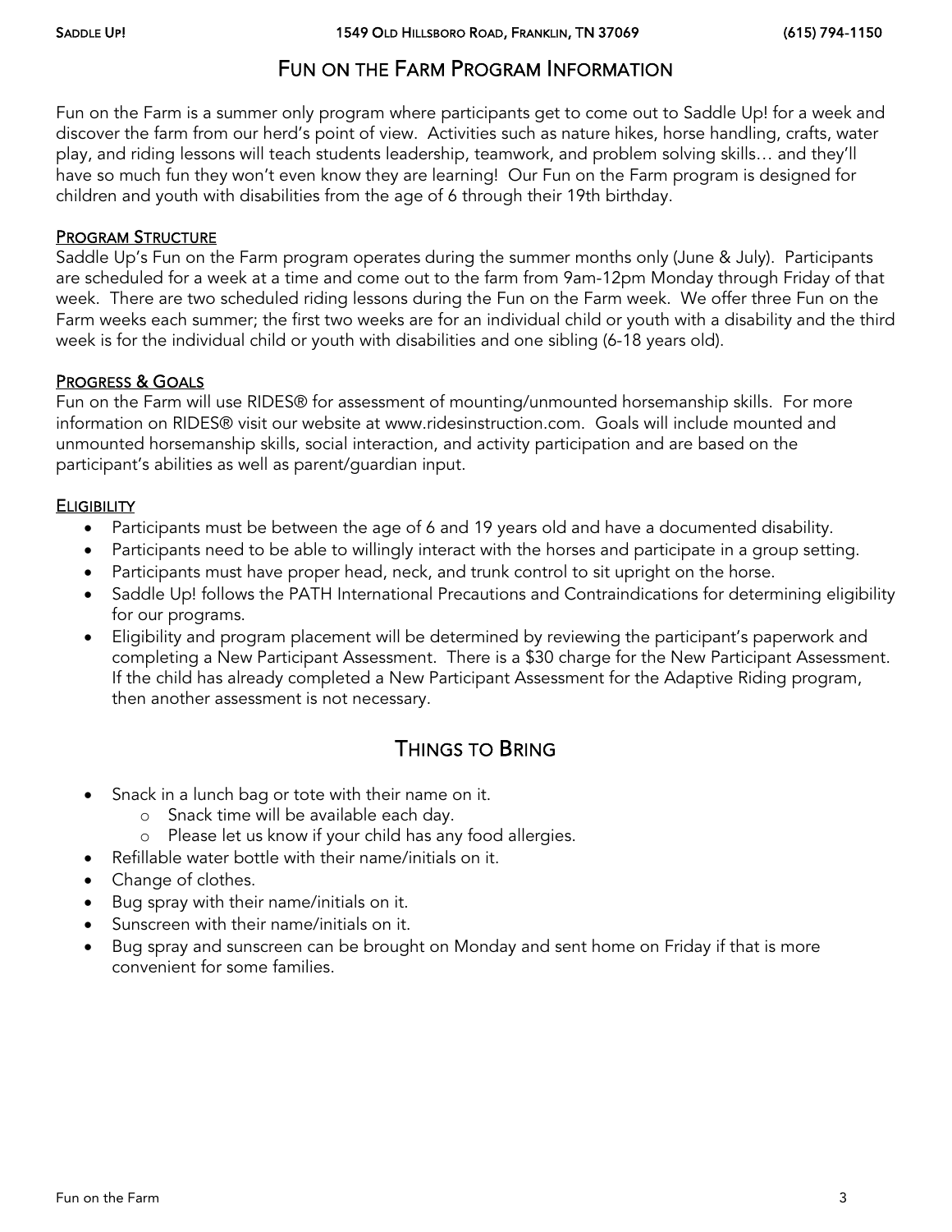# Fun on the Farm Program Information

Fun on the Farm is a summer only program where participants get to come out to Saddle Up! for a week and discover the farm from our herd's point of view. Activities such as nature hikes, horse handling, crafts, water play, and riding lessons will teach students leadership, teamwork, and problem solving skills… and they'll have so much fun they won't even know they are learning! Our Fun on the Farm program is designed for children and youth with disabilities from the age of 6 through their 19th birthday.

## Program Structure

Saddle Up's Fun on the Farm program operates during the summer months only (June & July). Participants are scheduled for a week at a time and come out to the farm from 9am-12pm Monday through Friday of that week. There are two scheduled riding lessons during the Fun on the Farm week. We offer three Fun on the Farm weeks each summer; the first two weeks are for an individual child or youth with a disability and the third week is for the individual child or youth with disabilities and one sibling (6-18 years old).

## Progress & Goals

Fun on the Farm will use RIDES® for assessment of mounting/unmounted horsemanship skills. For more information on RIDES® visit our website at www.ridesinstruction.com. Goals will include mounted and unmounted horsemanship skills, social interaction, and activity participation and are based on the participant's abilities as well as parent/guardian input.

## Eligibility

- Participants must be between the age of 6 and 19 years old and have a documented disability.
- Participants need to be able to willingly interact with the horses and participate in a group setting.
- Participants must have proper head, neck, and trunk control to sit upright on the horse.
- Saddle Up! follows the PATH International Precautions and Contraindications for determining eligibility for our programs.
- Eligibility and program placement will be determined by reviewing the participant's paperwork and completing a New Participant Assessment. There is a $30 charge for the New Participant Assessment. If the child has already completed a New Participant Assessment for the Adaptive Riding program, then another assessment is not necessary.

# Things to Bring

- Snack in a lunch bag or tote with their name on it.
  - Snack time will be available each day.
  - Please let us know if your child has any food allergies.
- Refillable water bottle with their name/initials on it.
- Change of clothes.
- Bug spray with their name/initials on it.
- Sunscreen with their name/initials on it.
- Bug spray and sunscreen can be brought on Monday and sent home on Friday if that is more convenient for some families.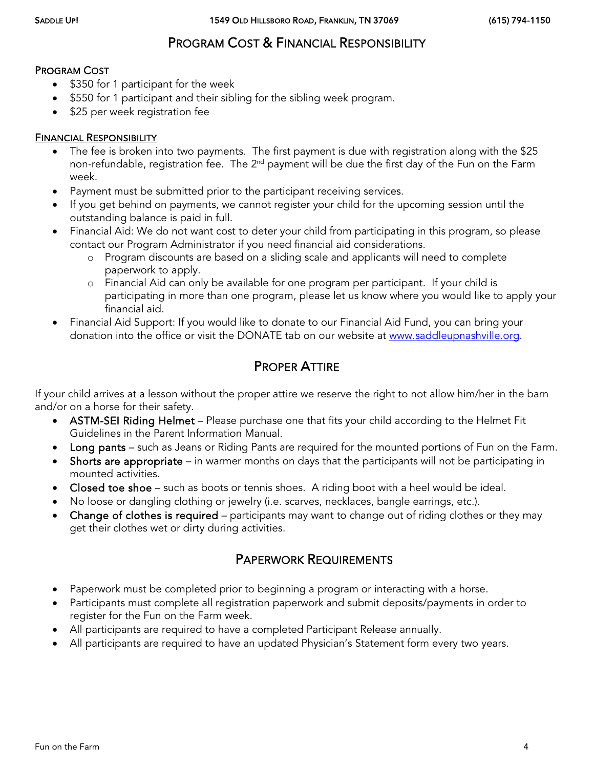## Program Cost & Financial Responsibility

**Program Cost**

- $350 for 1 participant for the week
- $550 for 1 participant and their sibling for the sibling week program.
- $25 per week registration fee

**Financial Responsibility**

- The fee is broken into two payments. The first payment is due with registration along with the $25 non-refundable, registration fee. The 2nd payment will be due the first day of the Fun on the Farm week.
- Payment must be submitted prior to the participant receiving services.
- If you get behind on payments, we cannot register your child for the upcoming session until the outstanding balance is paid in full.
- Financial Aid: We do not want cost to deter your child from participating in this program, so please contact our Program Administrator if you need financial aid considerations.
  - Program discounts are based on a sliding scale and applicants will need to complete paperwork to apply.
  - Financial Aid can only be available for one program per participant. If your child is participating in more than one program, please let us know where you would like to apply your financial aid.
- Financial Aid Support: If you would like to donate to our Financial Aid Fund, you can bring your donation into the office or visit the DONATE tab on our website at [www.saddleupnashville.org](http://www.saddleupnashville.org).

## Proper Attire

If your child arrives at a lesson without the proper attire we reserve the right to not allow him/her in the barn and/or on a horse for their safety.

- ASTM-SEI Riding Helmet – Please purchase one that fits your child according to the Helmet Fit Guidelines in the Parent Information Manual.
- Long pants – such as Jeans or Riding Pants are required for the mounted portions of Fun on the Farm.
- Shorts are appropriate – in warmer months on days that the participants will not be participating in mounted activities.
- Closed toe shoe – such as boots or tennis shoes. A riding boot with a heel would be ideal.
- No loose or dangling clothing or jewelry (i.e. scarves, necklaces, bangle earrings, etc.).
- Change of clothes is required – participants may want to change out of riding clothes or they may get their clothes wet or dirty during activities.

## Paperwork Requirements

- Paperwork must be completed prior to beginning a program or interacting with a horse.
- Participants must complete all registration paperwork and submit deposits/payments in order to register for the Fun on the Farm week.
- All participants are required to have a completed Participant Release annually.
- All participants are required to have an updated Physician's Statement form every two years.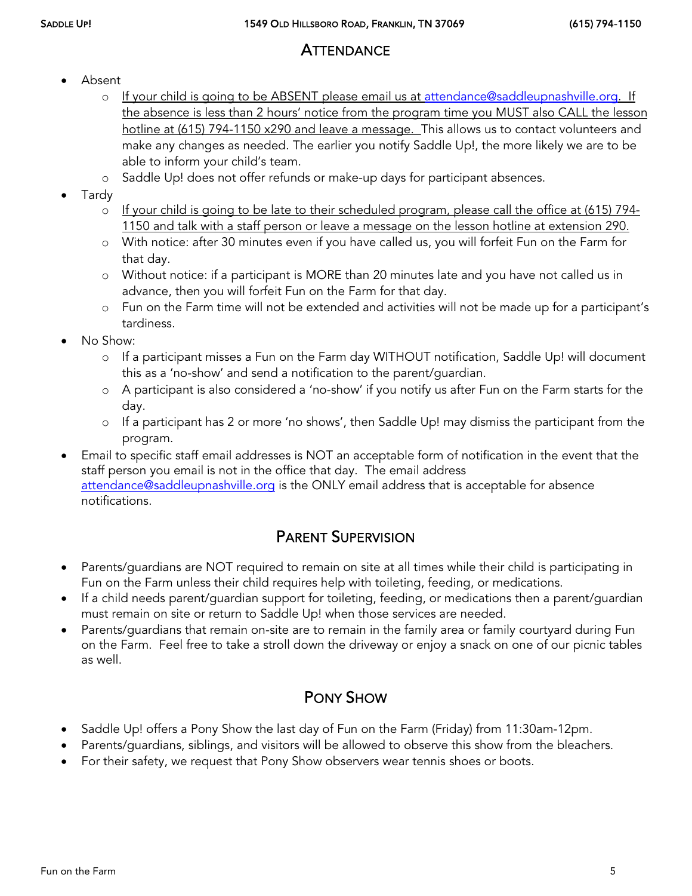## Attendance

- Absent
  - If your child is going to be ABSENT please email us at attendance@saddleupnashville.org. If the absence is less than 2 hours' notice from the program time you MUST also CALL the lesson hotline at (615) 794-1150 x290 and leave a message. This allows us to contact volunteers and make any changes as needed. The earlier you notify Saddle Up!, the more likely we are to be able to inform your child's team.
  - Saddle Up! does not offer refunds or make-up days for participant absences.
- Tardy
  - If your child is going to be late to their scheduled program, please call the office at (615) 794-1150 and talk with a staff person or leave a message on the lesson hotline at extension 290.
  - With notice: after 30 minutes even if you have called us, you will forfeit Fun on the Farm for that day.
  - Without notice: if a participant is MORE than 20 minutes late and you have not called us in advance, then you will forfeit Fun on the Farm for that day.
  - Fun on the Farm time will not be extended and activities will not be made up for a participant's tardiness.
- No Show:
  - If a participant misses a Fun on the Farm day WITHOUT notification, Saddle Up! will document this as a 'no-show' and send a notification to the parent/guardian.
  - A participant is also considered a 'no-show' if you notify us after Fun on the Farm starts for the day.
  - If a participant has 2 or more 'no shows', then Saddle Up! may dismiss the participant from the program.
- Email to specific staff email addresses is NOT an acceptable form of notification in the event that the staff person you email is not in the office that day. The email address attendance@saddleupnashville.org is the ONLY email address that is acceptable for absence notifications.

## Parent Supervision

- Parents/guardians are NOT required to remain on site at all times while their child is participating in Fun on the Farm unless their child requires help with toileting, feeding, or medications.
- If a child needs parent/guardian support for toileting, feeding, or medications then a parent/guardian must remain on site or return to Saddle Up! when those services are needed.
- Parents/guardians that remain on-site are to remain in the family area or family courtyard during Fun on the Farm. Feel free to take a stroll down the driveway or enjoy a snack on one of our picnic tables as well.

## Pony Show

- Saddle Up! offers a Pony Show the last day of Fun on the Farm (Friday) from 11:30am-12pm.
- Parents/guardians, siblings, and visitors will be allowed to observe this show from the bleachers.
- For their safety, we request that Pony Show observers wear tennis shoes or boots.